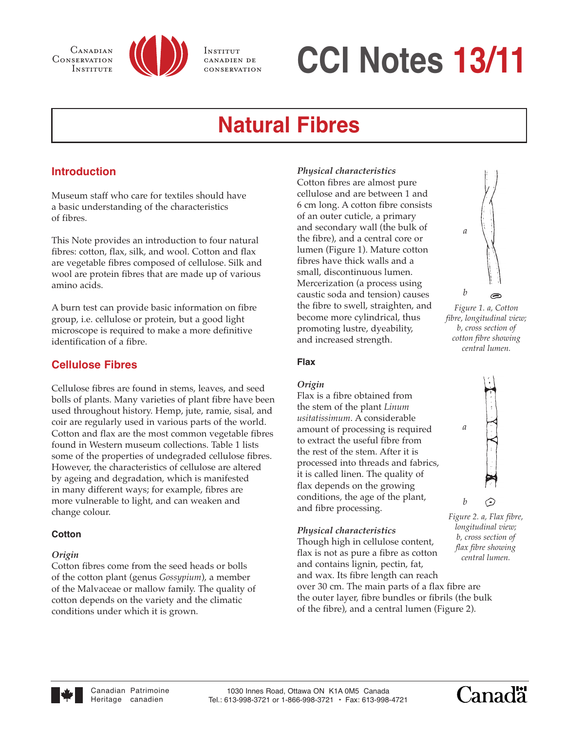# CCI Notes 13/11

## Natural Fibres

### Introduction

Museum staff who care for textiles should have a basic understanding of the characteristics of fibres.

This Note provides an introduction to four natural fibres: cotton, flax, silk, and wool. Cotton and flax are vegetable fibres composed of cellulose. Silk and wool are protein fibres that are made up of various amino acids.

A burn test can provide basic information on fibre group, i.e. cellulose or protein, but a good light microscope is required to make a more definitive identification of a fibre.

### Cellulose Fibres

Cellulose fibres are found in stems, leaves, and seed bolls of plants. Many varieties of plant fibre have been used throughout history. Hemp, jute, ramie, sisal, and coir are regularly used in various parts of the world. Cotton and flax are the most common vegetable fibres found in Western museum collections. Table 1 lists some of the properties of undegraded cellulose fibres. However, the characteristics of cellulose are altered by ageing and degradation, which is manifested in many different ways; for example, fibres are more vulnerable to light, and can weaken and change colour.

#### Cotton

*Origin*
Cotton fibres come from the seed heads or bolls of the cotton plant (genus *Gossypium*), a member of the Malvaceae or mallow family. The quality of cotton depends on the variety and the climatic conditions under which it is grown.

*Physical characteristics*
Cotton fibres are almost pure cellulose and are between 1 and 6 cm long. A cotton fibre consists of an outer cuticle, a primary and secondary wall (the bulk of the fibre), and a central core or lumen (Figure 1). Mature cotton fibres have thick walls and a small, discontinuous lumen. Mercerization (a process using caustic soda and tension) causes the fibre to swell, straighten, and become more cylindrical, thus promoting lustre, dyeability, and increased strength.

*Figure 1. a, Cotton fibre, longitudinal view; b, cross section of cotton fibre showing central lumen.*

#### Flax

*Origin*
Flax is a fibre obtained from the stem of the plant *Linum usitatissimum*. A considerable amount of processing is required to extract the useful fibre from the rest of the stem. After it is processed into threads and fabrics, it is called linen. The quality of flax depends on the growing conditions, the age of the plant, and fibre processing.

*Physical characteristics*
Though high in cellulose content, flax is not as pure a fibre as cotton and contains lignin, pectin, fat, and wax. Its fibre length can reach over 30 cm. The main parts of a flax fibre are the outer layer, fibre bundles or fibrils (the bulk of the fibre), and a central lumen (Figure 2).

*Figure 2. a, Flax fibre, longitudinal view; b, cross section of flax fibre showing central lumen.*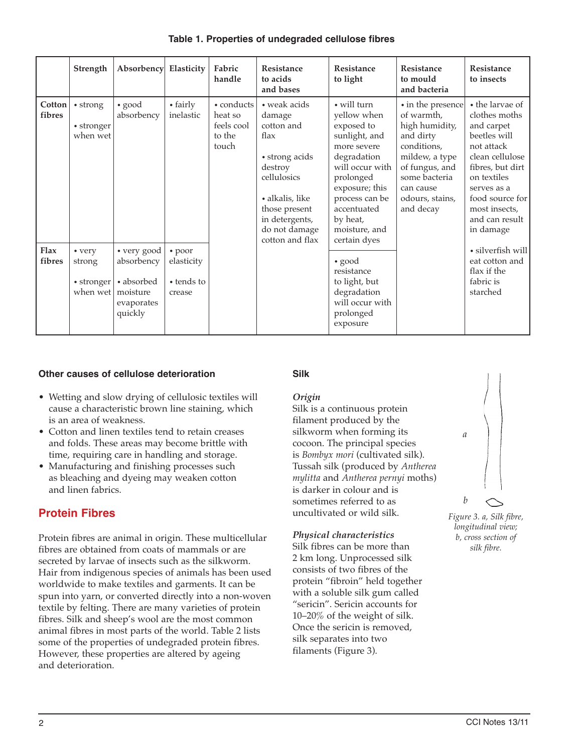**Table 1. Properties of undegraded cellulose fibres**

| | Strength | Absorbency | Elasticity | Fabric handle | Resistance to acids and bases | Resistance to light | Resistance to mould and bacteria | Resistance to insects |
|---|---|---|---|---|---|---|---|---|
| **Cotton fibres** | • strong<br>• stronger when wet | • good absorbency | • fairly inelastic | • conducts heat so feels cool to the touch | • weak acids damage cotton and flax<br>• strong acids destroy cellulosics<br>• alkalis, like those present in detergents, do not damage cotton and flax | • will turn yellow when exposed to sunlight, and more severe degradation will occur with prolonged exposure; this process can be accentuated by heat, moisture, and certain dyes | • in the presence of warmth, high humidity, and dirty conditions, mildew, a type of fungus, and some bacteria can cause odours, stains, and decay | • the larvae of clothes moths and carpet beetles will not attack clean cellulose fibres, but dirt on textiles serves as a food source for most insects, and can result in damage<br>• silverfish will eat cotton and flax if the fabric is starched |
| **Flax fibres** | • very strong<br>• stronger when wet | • very good absorbency<br>• absorbed moisture evaporates quickly | • poor elasticity<br>• tends to crease | | | • good resistance to light, but degradation will occur with prolonged exposure | | |

### Other causes of cellulose deterioration

- Wetting and slow drying of cellulosic textiles will cause a characteristic brown line staining, which is an area of weakness.
- Cotton and linen textiles tend to retain creases and folds. These areas may become brittle with time, requiring care in handling and storage.
- Manufacturing and finishing processes such as bleaching and dyeing may weaken cotton and linen fabrics.

## Protein Fibres

Protein fibres are animal in origin. These multicellular fibres are obtained from coats of mammals or are secreted by larvae of insects such as the silkworm. Hair from indigenous species of animals has been used worldwide to make textiles and garments. It can be spun into yarn, or converted directly into a non-woven textile by felting. There are many varieties of protein fibres. Silk and sheep's wool are the most common animal fibres in most parts of the world. Table 2 lists some of the properties of undegraded protein fibres. However, these properties are altered by ageing and deterioration.

### Silk

***Origin***

Silk is a continuous protein filament produced by the silkworm when forming its cocoon. The principal species is *Bombyx mori* (cultivated silk). Tussah silk (produced by *Antherea mylitta* and *Antherea pernyi* moths) is darker in colour and is sometimes referred to as uncultivated or wild silk.

***Physical characteristics***

Silk fibres can be more than 2 km long. Unprocessed silk consists of two fibres of the protein "fibroin" held together with a soluble silk gum called "sericin". Sericin accounts for 10–20% of the weight of silk. Once the sericin is removed, silk separates into two filaments (Figure 3).

*Figure 3. a, Silk fibre, longitudinal view; b, cross section of silk fibre.*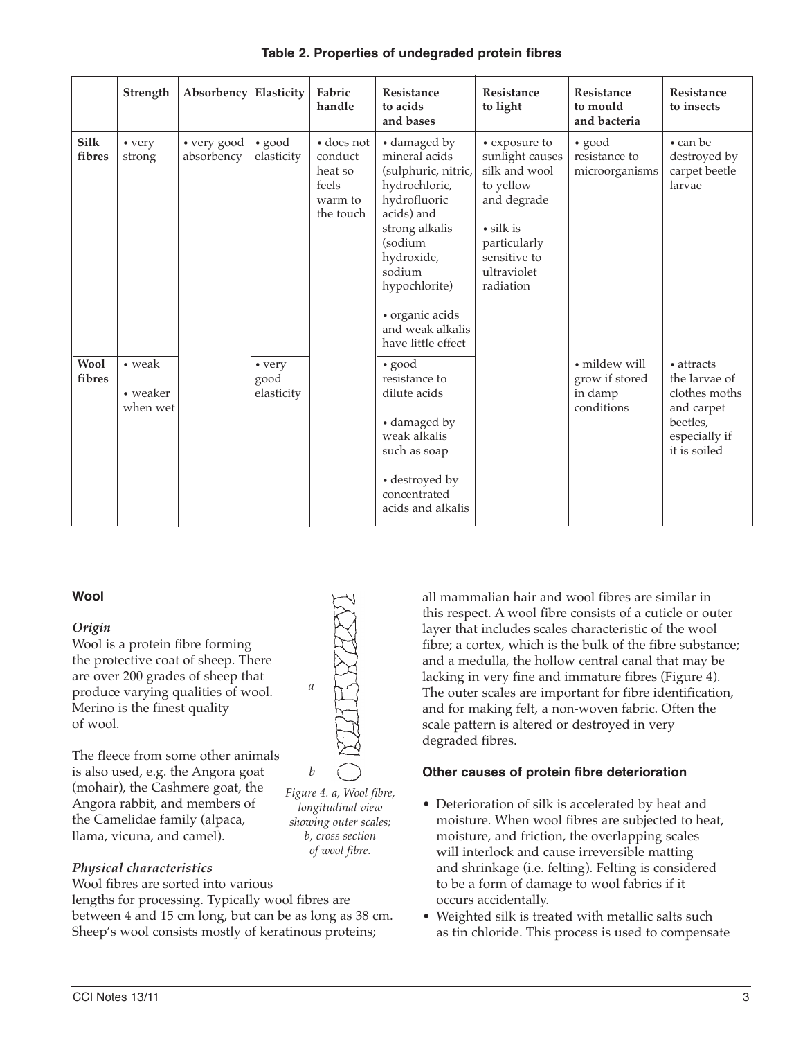**Table 2. Properties of undegraded protein fibres**

| | Strength | Absorbency | Elasticity | Fabric handle | Resistance to acids and bases | Resistance to light | Resistance to mould and bacteria | Resistance to insects |
|---|---|---|---|---|---|---|---|---|
| **Silk fibres** | • very strong | • very good absorbency | • good elasticity | • does not conduct heat so feels warm to the touch | • damaged by mineral acids (sulphuric, nitric, hydrochloric, hydrofluoric acids) and strong alkalis (sodium hydroxide, sodium hypochlorite)<br>• organic acids and weak alkalis have little effect | • exposure to sunlight causes silk and wool to yellow and degrade<br>• silk is particularly sensitive to ultraviolet radiation | • good resistance to microorganisms | • can be destroyed by carpet beetle larvae |
| **Wool fibres** | • weak<br>• weaker when wet | | • very good elasticity | | • good resistance to dilute acids<br>• damaged by weak alkalis such as soap<br>• destroyed by concentrated acids and alkalis | | • mildew will grow if stored in damp conditions | • attracts the larvae of clothes moths and carpet beetles, especially if it is soiled |

### Wool

*Origin*

Wool is a protein fibre forming the protective coat of sheep. There are over 200 grades of sheep that produce varying qualities of wool. Merino is the finest quality of wool.

The fleece from some other animals is also used, e.g. the Angora goat (mohair), the Cashmere goat, the Angora rabbit, and members of the Camelidae family (alpaca, llama, vicuna, and camel).

*Figure 4. a, Wool fibre, longitudinal view showing outer scales; b, cross section of wool fibre.*

*Physical characteristics*

Wool fibres are sorted into various lengths for processing. Typically wool fibres are between 4 and 15 cm long, but can be as long as 38 cm. Sheep's wool consists mostly of keratinous proteins; all mammalian hair and wool fibres are similar in this respect. A wool fibre consists of a cuticle or outer layer that includes scales characteristic of the wool fibre; a cortex, which is the bulk of the fibre substance; and a medulla, the hollow central canal that may be lacking in very fine and immature fibres (Figure 4). The outer scales are important for fibre identification, and for making felt, a non-woven fabric. Often the scale pattern is altered or destroyed in very degraded fibres.

### Other causes of protein fibre deterioration

- Deterioration of silk is accelerated by heat and moisture. When wool fibres are subjected to heat, moisture, and friction, the overlapping scales will interlock and cause irreversible matting and shrinkage (i.e. felting). Felting is considered to be a form of damage to wool fabrics if it occurs accidentally.
- Weighted silk is treated with metallic salts such as tin chloride. This process is used to compensate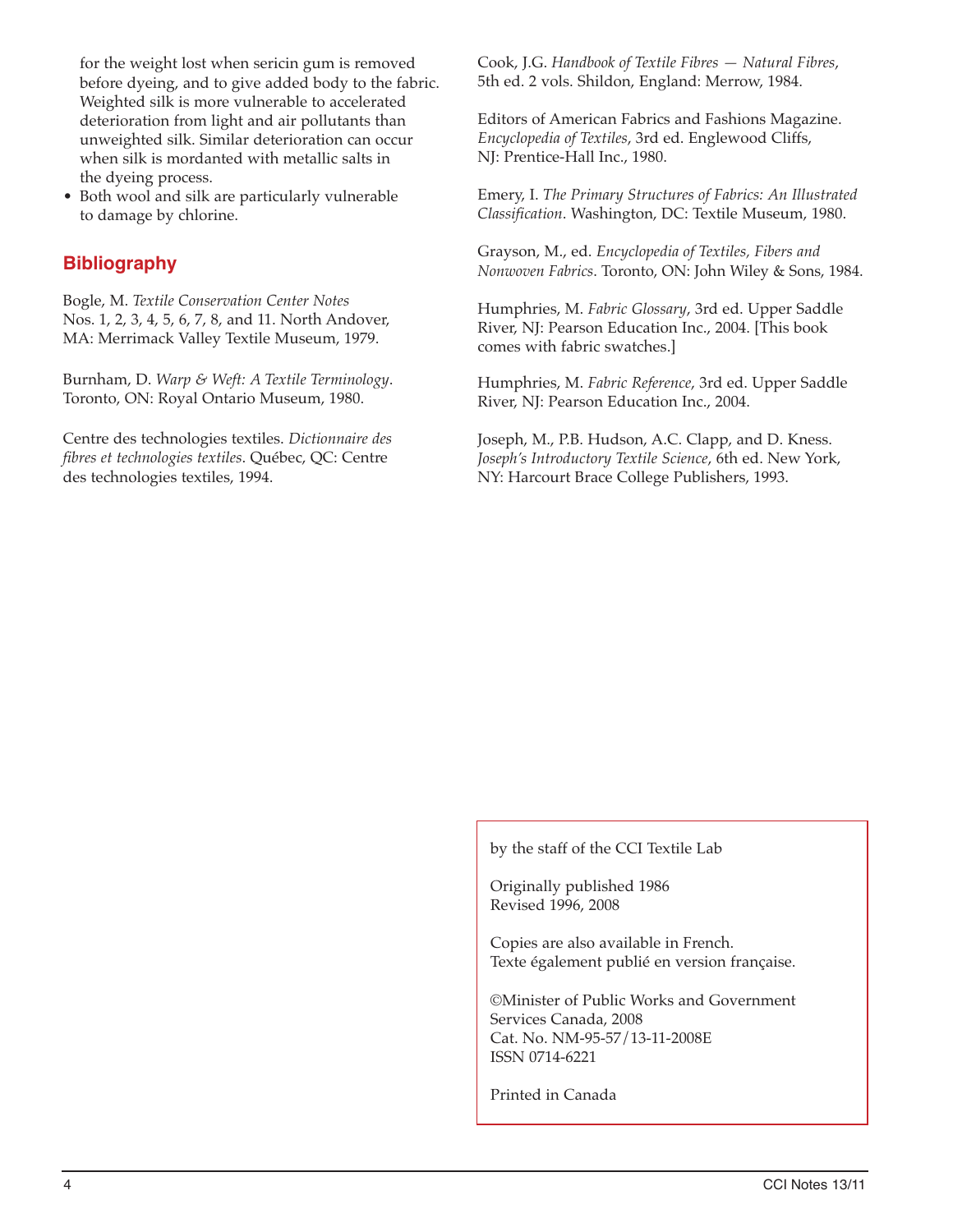for the weight lost when sericin gum is removed before dyeing, and to give added body to the fabric. Weighted silk is more vulnerable to accelerated deterioration from light and air pollutants than unweighted silk. Similar deterioration can occur when silk is mordanted with metallic salts in the dyeing process.

- Both wool and silk are particularly vulnerable to damage by chlorine.

## Bibliography

Bogle, M. *Textile Conservation Center Notes* Nos. 1, 2, 3, 4, 5, 6, 7, 8, and 11. North Andover, MA: Merrimack Valley Textile Museum, 1979.

Burnham, D. *Warp & Weft: A Textile Terminology*. Toronto, ON: Royal Ontario Museum, 1980.

Centre des technologies textiles. *Dictionnaire des fibres et technologies textiles*. Québec, QC: Centre des technologies textiles, 1994.

Cook, J.G. *Handbook of Textile Fibres — Natural Fibres*, 5th ed. 2 vols. Shildon, England: Merrow, 1984.

Editors of American Fabrics and Fashions Magazine. *Encyclopedia of Textiles*, 3rd ed. Englewood Cliffs, NJ: Prentice-Hall Inc., 1980.

Emery, I. *The Primary Structures of Fabrics: An Illustrated Classification*. Washington, DC: Textile Museum, 1980.

Grayson, M., ed. *Encyclopedia of Textiles, Fibers and Nonwoven Fabrics*. Toronto, ON: John Wiley & Sons, 1984.

Humphries, M. *Fabric Glossary*, 3rd ed. Upper Saddle River, NJ: Pearson Education Inc., 2004. [This book comes with fabric swatches.]

Humphries, M. *Fabric Reference*, 3rd ed. Upper Saddle River, NJ: Pearson Education Inc., 2004.

Joseph, M., P.B. Hudson, A.C. Clapp, and D. Kness. *Joseph's Introductory Textile Science*, 6th ed. New York, NY: Harcourt Brace College Publishers, 1993.

by the staff of the CCI Textile Lab

Originally published 1986
Revised 1996, 2008

Copies are also available in French.
Texte également publié en version française.

©Minister of Public Works and Government Services Canada, 2008
Cat. No. NM-95-57/13-11-2008E
ISSN 0714-6221

Printed in Canada